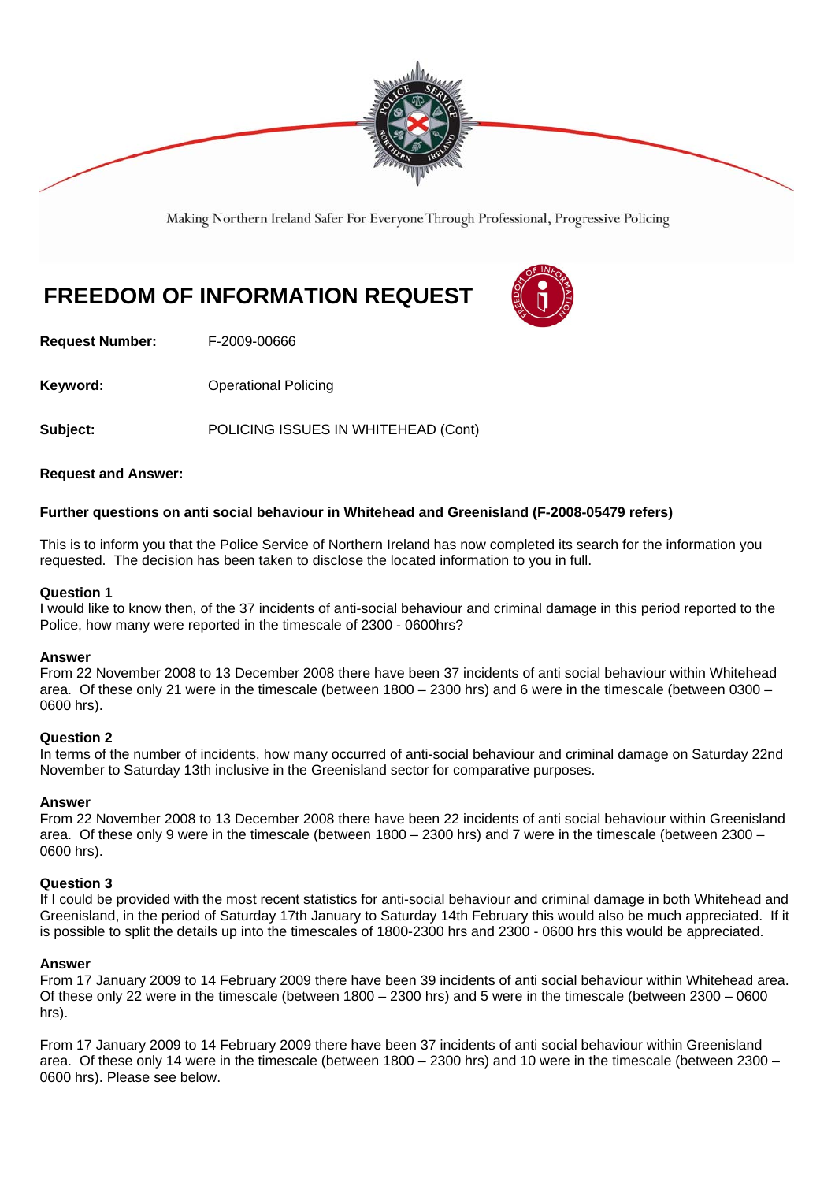Making Northern Ireland Safer For Everyone Through Professional, Progressive Policing

# FREEDOM OF INFORMATION REQUEST

**Request Number:** F-2009-00666

**Keyword:** Operational Policing

**Subject:** POLICING ISSUES IN WHITEHEAD (Cont)

**Request and Answer:**

**Further questions on anti social behaviour in Whitehead and Greenisland (F-2008-05479 refers)**

This is to inform you that the Police Service of Northern Ireland has now completed its search for the information you requested. The decision has been taken to disclose the located information to you in full.

**Question 1**
I would like to know then, of the 37 incidents of anti-social behaviour and criminal damage in this period reported to the Police, how many were reported in the timescale of 2300 - 0600hrs?

**Answer**
From 22 November 2008 to 13 December 2008 there have been 37 incidents of anti social behaviour within Whitehead area. Of these only 21 were in the timescale (between 1800 – 2300 hrs) and 6 were in the timescale (between 0300 – 0600 hrs).

**Question 2**
In terms of the number of incidents, how many occurred of anti-social behaviour and criminal damage on Saturday 22nd November to Saturday 13th inclusive in the Greenisland sector for comparative purposes.

**Answer**
From 22 November 2008 to 13 December 2008 there have been 22 incidents of anti social behaviour within Greenisland area. Of these only 9 were in the timescale (between 1800 – 2300 hrs) and 7 were in the timescale (between 2300 – 0600 hrs).

**Question 3**
If I could be provided with the most recent statistics for anti-social behaviour and criminal damage in both Whitehead and Greenisland, in the period of Saturday 17th January to Saturday 14th February this would also be much appreciated. If it is possible to split the details up into the timescales of 1800-2300 hrs and 2300 - 0600 hrs this would be appreciated.

**Answer**
From 17 January 2009 to 14 February 2009 there have been 39 incidents of anti social behaviour within Whitehead area. Of these only 22 were in the timescale (between 1800 – 2300 hrs) and 5 were in the timescale (between 2300 – 0600 hrs).

From 17 January 2009 to 14 February 2009 there have been 37 incidents of anti social behaviour within Greenisland area. Of these only 14 were in the timescale (between 1800 – 2300 hrs) and 10 were in the timescale (between 2300 – 0600 hrs). Please see below.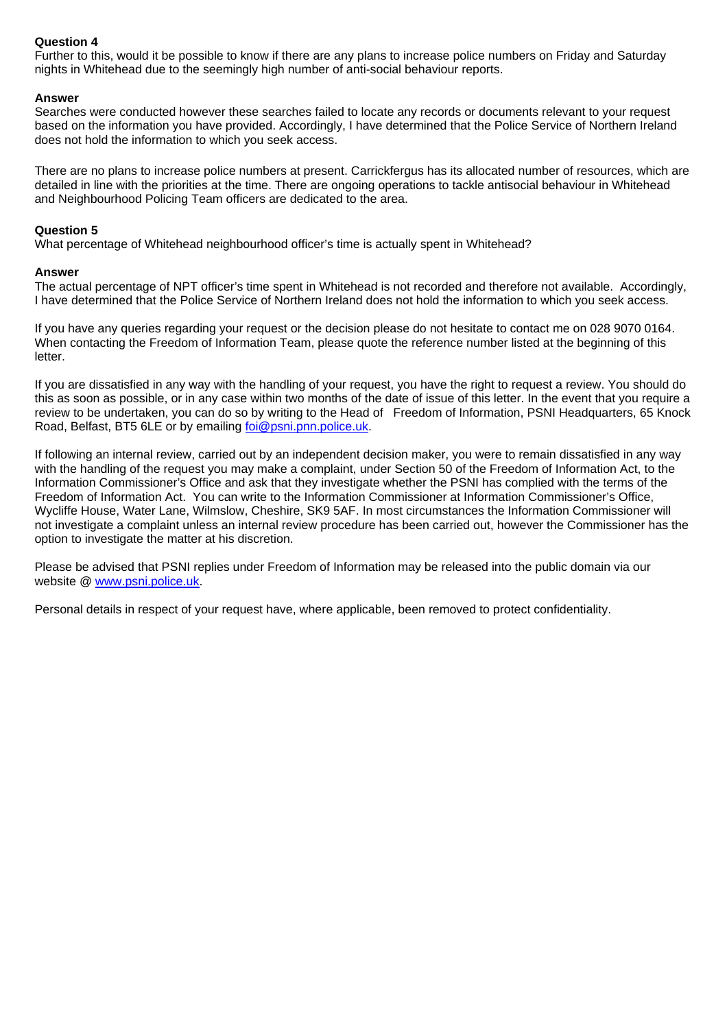**Question 4**
Further to this, would it be possible to know if there are any plans to increase police numbers on Friday and Saturday nights in Whitehead due to the seemingly high number of anti-social behaviour reports.

**Answer**
Searches were conducted however these searches failed to locate any records or documents relevant to your request based on the information you have provided. Accordingly, I have determined that the Police Service of Northern Ireland does not hold the information to which you seek access.

There are no plans to increase police numbers at present. Carrickfergus has its allocated number of resources, which are detailed in line with the priorities at the time. There are ongoing operations to tackle antisocial behaviour in Whitehead and Neighbourhood Policing Team officers are dedicated to the area.

**Question 5**
What percentage of Whitehead neighbourhood officer's time is actually spent in Whitehead?

**Answer**
The actual percentage of NPT officer's time spent in Whitehead is not recorded and therefore not available. Accordingly, I have determined that the Police Service of Northern Ireland does not hold the information to which you seek access.

If you have any queries regarding your request or the decision please do not hesitate to contact me on 028 9070 0164. When contacting the Freedom of Information Team, please quote the reference number listed at the beginning of this letter.

If you are dissatisfied in any way with the handling of your request, you have the right to request a review. You should do this as soon as possible, or in any case within two months of the date of issue of this letter. In the event that you require a review to be undertaken, you can do so by writing to the Head of Freedom of Information, PSNI Headquarters, 65 Knock Road, Belfast, BT5 6LE or by emailing foi@psni.pnn.police.uk.

If following an internal review, carried out by an independent decision maker, you were to remain dissatisfied in any way with the handling of the request you may make a complaint, under Section 50 of the Freedom of Information Act, to the Information Commissioner's Office and ask that they investigate whether the PSNI has complied with the terms of the Freedom of Information Act. You can write to the Information Commissioner at Information Commissioner's Office, Wycliffe House, Water Lane, Wilmslow, Cheshire, SK9 5AF. In most circumstances the Information Commissioner will not investigate a complaint unless an internal review procedure has been carried out, however the Commissioner has the option to investigate the matter at his discretion.

Please be advised that PSNI replies under Freedom of Information may be released into the public domain via our website @ www.psni.police.uk.

Personal details in respect of your request have, where applicable, been removed to protect confidentiality.